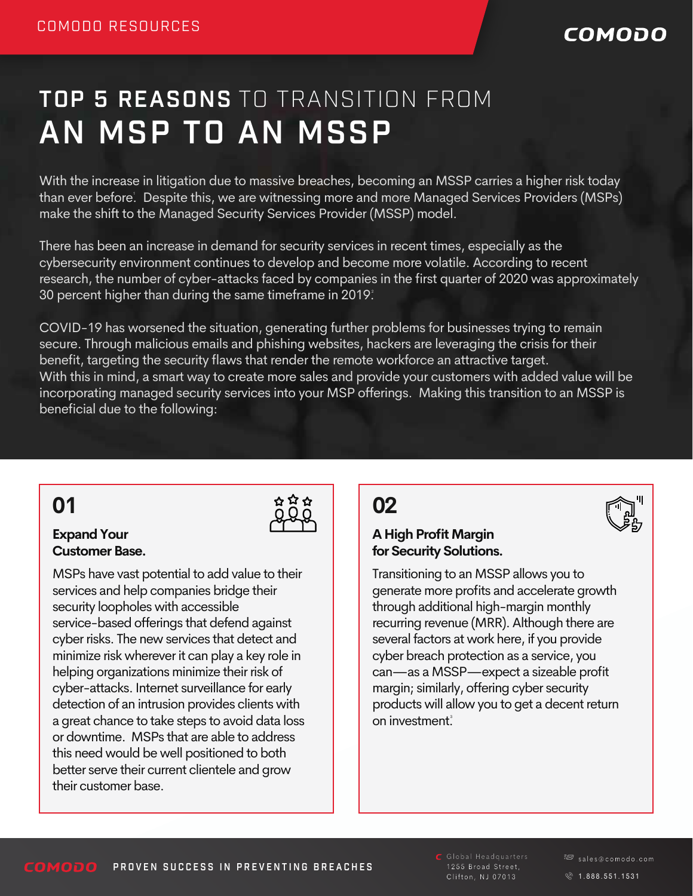COMODO RESOURCES

# TOP 5 REASONS TO TRANSITION FROM AN MSP TO AN MSSP

With the increase in litigation due to massive breaches, becoming an MSSP carries a higher risk today than ever before[1]. Despite this, we are witnessing more and more Managed Services Providers (MSPs) make the shift to the Managed Security Services Provider (MSSP) model.

There has been an increase in demand for security services in recent times, especially as the cybersecurity environment continues to develop and become more volatile. According to recent research, the number of cyber-attacks faced by companies in the first quarter of 2020 was approximately 30 percent higher than during the same timeframe in 2019[2].

COVID-19 has worsened the situation, generating further problems for businesses trying to remain secure. Through malicious emails and phishing websites, hackers are leveraging the crisis for their benefit, targeting the security flaws that render the remote workforce an attractive target.
With this in mind, a smart way to create more sales and provide your customers with added value will be incorporating managed security services into your MSP offerings. Making this transition to an MSSP is beneficial due to the following:

## 01

### Expand Your Customer Base.

MSPs have vast potential to add value to their services and help companies bridge their security loopholes with accessible service-based offerings that defend against cyber risks. The new services that detect and minimize risk wherever it can play a key role in helping organizations minimize their risk of cyber-attacks. Internet surveillance for early detection of an intrusion provides clients with a great chance to take steps to avoid data loss or downtime. MSPs that are able to address this need would be well positioned to both better serve their current clientele and grow their customer base.

## 02

### A High Profit Margin for Security Solutions.

Transitioning to an MSSP allows you to generate more profits and accelerate growth through additional high-margin monthly recurring revenue (MRR). Although there are several factors at work here, if you provide cyber breach protection as a service, you can—as a MSSP—expect a sizeable profit margin; similarly, offering cyber security products will allow you to get a decent return on investment[3].

COMODO PROVEN SUCCESS IN PREVENTING BREACHES

Global Headquarters
1255 Broad Street,
Clifton, NJ 07013

sales@comodo.com
1.888.551.1531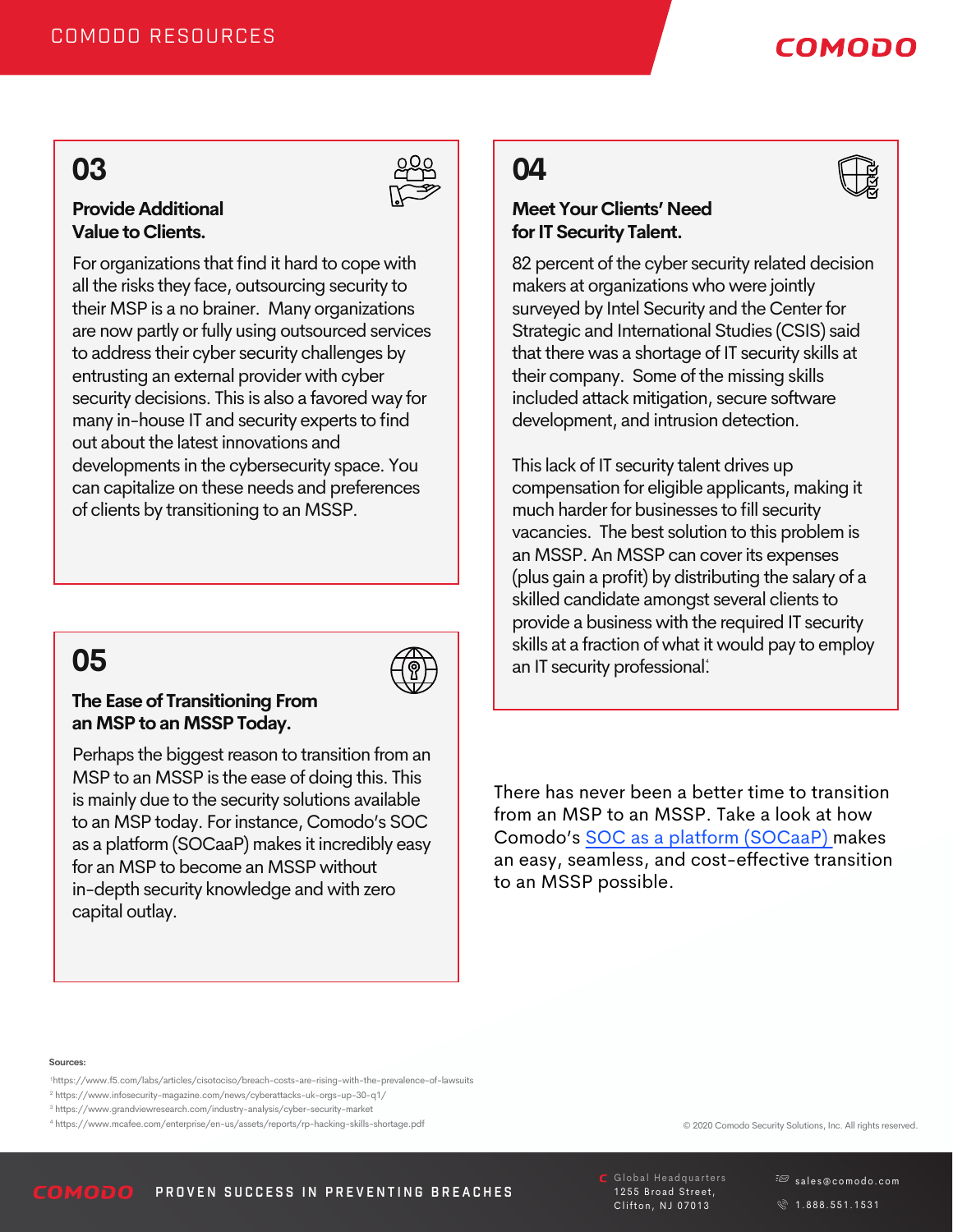## 03

### Provide Additional Value to Clients.

For organizations that find it hard to cope with all the risks they face, outsourcing security to their MSP is a no brainer. Many organizations are now partly or fully using outsourced services to address their cyber security challenges by entrusting an external provider with cyber security decisions. This is also a favored way for many in-house IT and security experts to find out about the latest innovations and developments in the cybersecurity space. You can capitalize on these needs and preferences of clients by transitioning to an MSSP.

## 04

### Meet Your Clients' Need for IT Security Talent.

82 percent of the cyber security related decision makers at organizations who were jointly surveyed by Intel Security and the Center for Strategic and International Studies (CSIS) said that there was a shortage of IT security skills at their company. Some of the missing skills included attack mitigation, secure software development, and intrusion detection.

This lack of IT security talent drives up compensation for eligible applicants, making it much harder for businesses to fill security vacancies. The best solution to this problem is an MSSP. An MSSP can cover its expenses (plus gain a profit) by distributing the salary of a skilled candidate amongst several clients to provide a business with the required IT security skills at a fraction of what it would pay to employ an IT security professional.[4]

## 05

### The Ease of Transitioning From an MSP to an MSSP Today.

Perhaps the biggest reason to transition from an MSP to an MSSP is the ease of doing this. This is mainly due to the security solutions available to an MSP today. For instance, Comodo's SOC as a platform (SOCaaP) makes it incredibly easy for an MSP to become an MSSP without in-depth security knowledge and with zero capital outlay.

There has never been a better time to transition from an MSP to an MSSP. Take a look at how Comodo's [SOC as a platform (SOCaaP)]() makes an easy, seamless, and cost-effective transition to an MSSP possible.

**Sources:**

[1] https://www.f5.com/labs/articles/cisotociso/breach-costs-are-rising-with-the-prevalence-of-lawsuits
[2] https://www.infosecurity-magazine.com/news/cyberattacks-uk-orgs-up-30-q1/
[3] https://www.grandviewresearch.com/industry-analysis/cyber-security-market
[4] https://www.mcafee.com/enterprise/en-us/assets/reports/rp-hacking-skills-shortage.pdf

© 2020 Comodo Security Solutions, Inc. All rights reserved.

COMODO PROVEN SUCCESS IN PREVENTING BREACHES

Global Headquarters
1255 Broad Street,
Clifton, NJ 07013

sales@comodo.com
1.888.551.1531